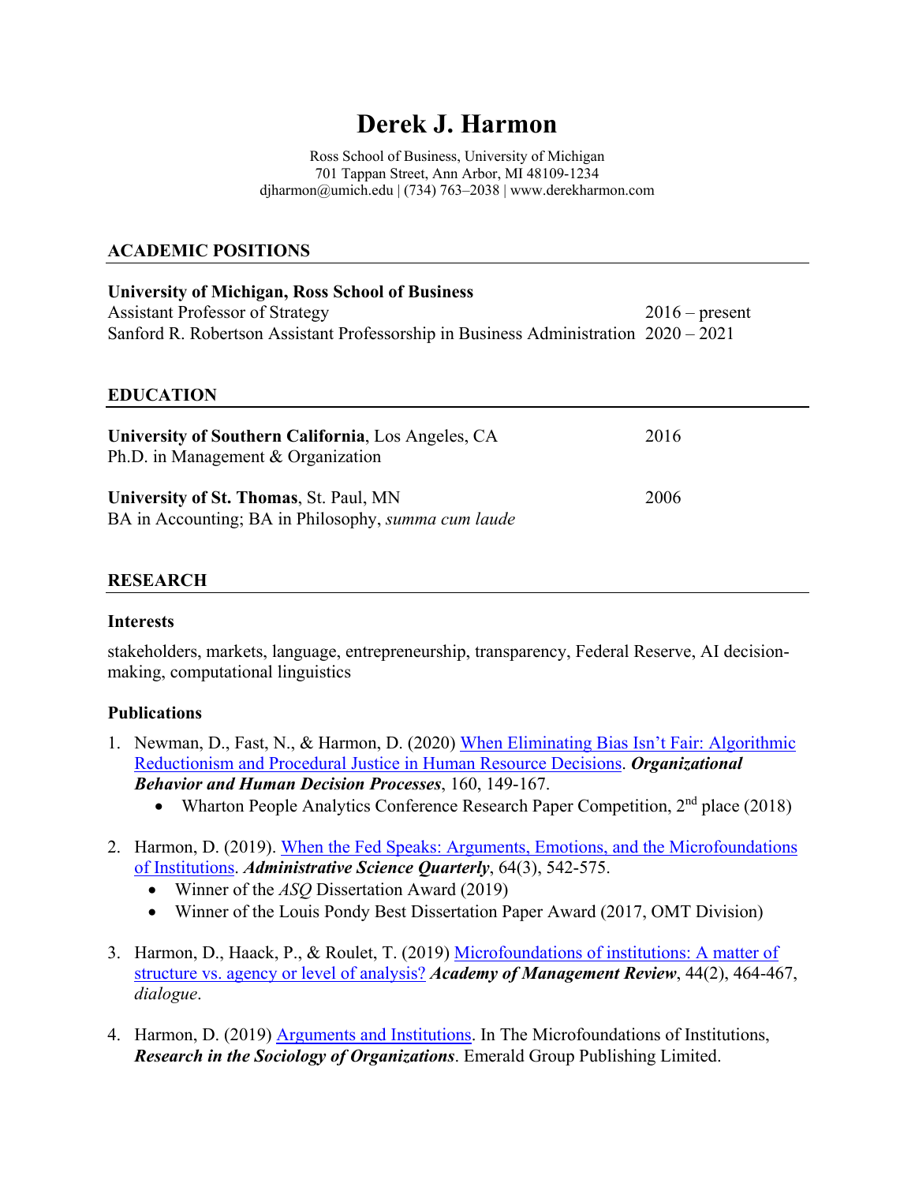# Derek J. Harmon

Ross School of Business, University of Michigan
701 Tappan Street, Ann Arbor, MI 48109-1234
djharmon@umich.edu | (734) 763–2038 | www.derekharmon.com

## ACADEMIC POSITIONS

**University of Michigan, Ross School of Business**
Assistant Professor of Strategy — 2016 – present
Sanford R. Robertson Assistant Professorship in Business Administration — 2020 – 2021

## EDUCATION

**University of Southern California**, Los Angeles, CA — 2016
Ph.D. in Management & Organization

**University of St. Thomas**, St. Paul, MN — 2006
BA in Accounting; BA in Philosophy, *summa cum laude*

## RESEARCH

### Interests

stakeholders, markets, language, entrepreneurship, transparency, Federal Reserve, AI decision-making, computational linguistics

### Publications

1. Newman, D., Fast, N., & Harmon, D. (2020) When Eliminating Bias Isn't Fair: Algorithmic Reductionism and Procedural Justice in Human Resource Decisions. ***Organizational Behavior and Human Decision Processes***, 160, 149-167.
   - Wharton People Analytics Conference Research Paper Competition, 2nd place (2018)

2. Harmon, D. (2019). When the Fed Speaks: Arguments, Emotions, and the Microfoundations of Institutions. ***Administrative Science Quarterly***, 64(3), 542-575.
   - Winner of the *ASQ* Dissertation Award (2019)
   - Winner of the Louis Pondy Best Dissertation Paper Award (2017, OMT Division)

3. Harmon, D., Haack, P., & Roulet, T. (2019) Microfoundations of institutions: A matter of structure vs. agency or level of analysis? ***Academy of Management Review***, 44(2), 464-467, *dialogue*.

4. Harmon, D. (2019) Arguments and Institutions. In The Microfoundations of Institutions, ***Research in the Sociology of Organizations***. Emerald Group Publishing Limited.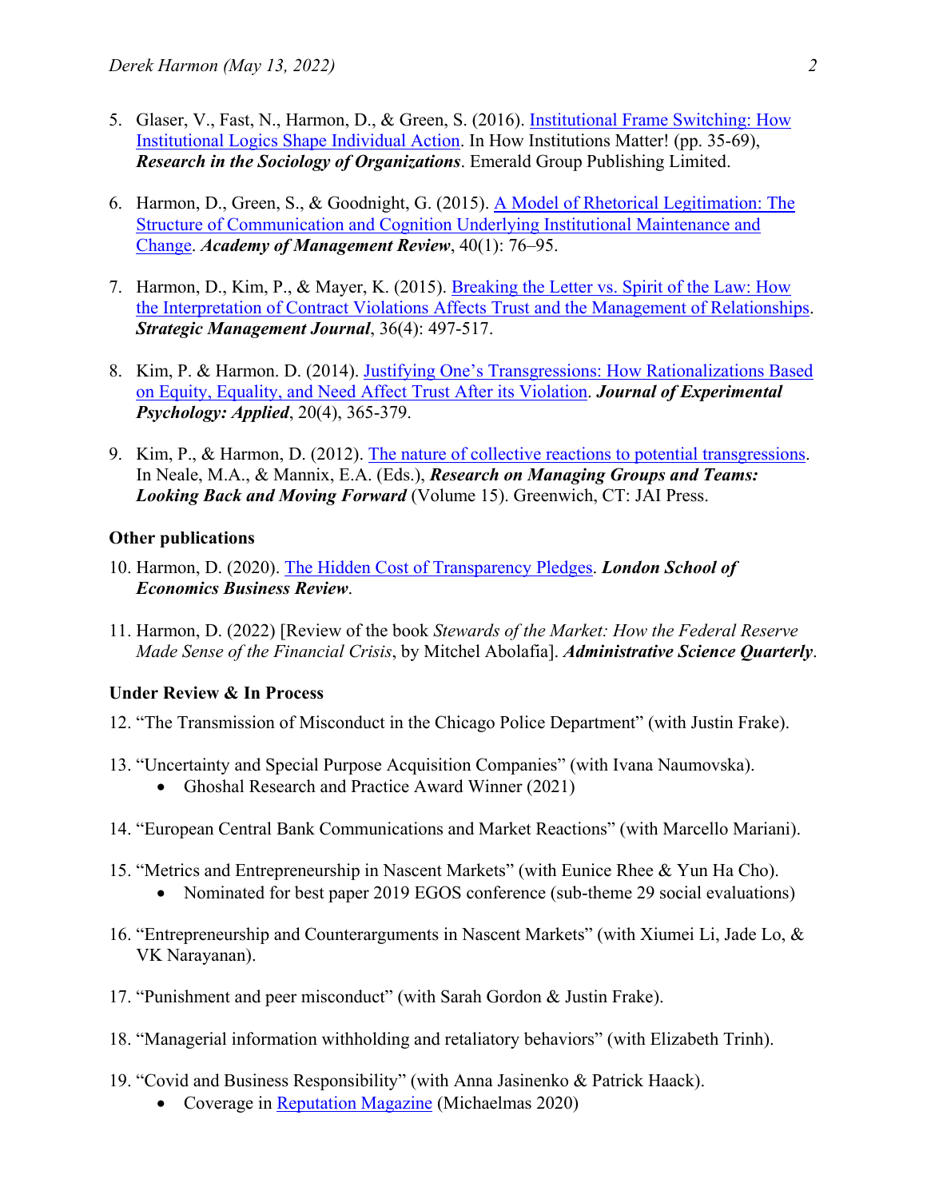5. Glaser, V., Fast, N., Harmon, D., & Green, S. (2016). Institutional Frame Switching: How Institutional Logics Shape Individual Action. In How Institutions Matter! (pp. 35-69), ***Research in the Sociology of Organizations***. Emerald Group Publishing Limited.

6. Harmon, D., Green, S., & Goodnight, G. (2015). A Model of Rhetorical Legitimation: The Structure of Communication and Cognition Underlying Institutional Maintenance and Change. ***Academy of Management Review***, 40(1): 76–95.

7. Harmon, D., Kim, P., & Mayer, K. (2015). Breaking the Letter vs. Spirit of the Law: How the Interpretation of Contract Violations Affects Trust and the Management of Relationships. ***Strategic Management Journal***, 36(4): 497-517.

8. Kim, P. & Harmon. D. (2014). Justifying One's Transgressions: How Rationalizations Based on Equity, Equality, and Need Affect Trust After its Violation. ***Journal of Experimental Psychology: Applied***, 20(4), 365-379.

9. Kim, P., & Harmon, D. (2012). The nature of collective reactions to potential transgressions. In Neale, M.A., & Mannix, E.A. (Eds.), ***Research on Managing Groups and Teams: Looking Back and Moving Forward*** (Volume 15). Greenwich, CT: JAI Press.

**Other publications**

10. Harmon, D. (2020). The Hidden Cost of Transparency Pledges. ***London School of Economics Business Review***.

11. Harmon, D. (2022) [Review of the book *Stewards of the Market: How the Federal Reserve Made Sense of the Financial Crisis*, by Mitchel Abolafia]. ***Administrative Science Quarterly***.

**Under Review & In Process**

12. "The Transmission of Misconduct in the Chicago Police Department" (with Justin Frake).

13. "Uncertainty and Special Purpose Acquisition Companies" (with Ivana Naumovska).
    - Ghoshal Research and Practice Award Winner (2021)

14. "European Central Bank Communications and Market Reactions" (with Marcello Mariani).

15. "Metrics and Entrepreneurship in Nascent Markets" (with Eunice Rhee & Yun Ha Cho).
    - Nominated for best paper 2019 EGOS conference (sub-theme 29 social evaluations)

16. "Entrepreneurship and Counterarguments in Nascent Markets" (with Xiumei Li, Jade Lo, & VK Narayanan).

17. "Punishment and peer misconduct" (with Sarah Gordon & Justin Frake).

18. "Managerial information withholding and retaliatory behaviors" (with Elizabeth Trinh).

19. "Covid and Business Responsibility" (with Anna Jasinenko & Patrick Haack).
    - Coverage in Reputation Magazine (Michaelmas 2020)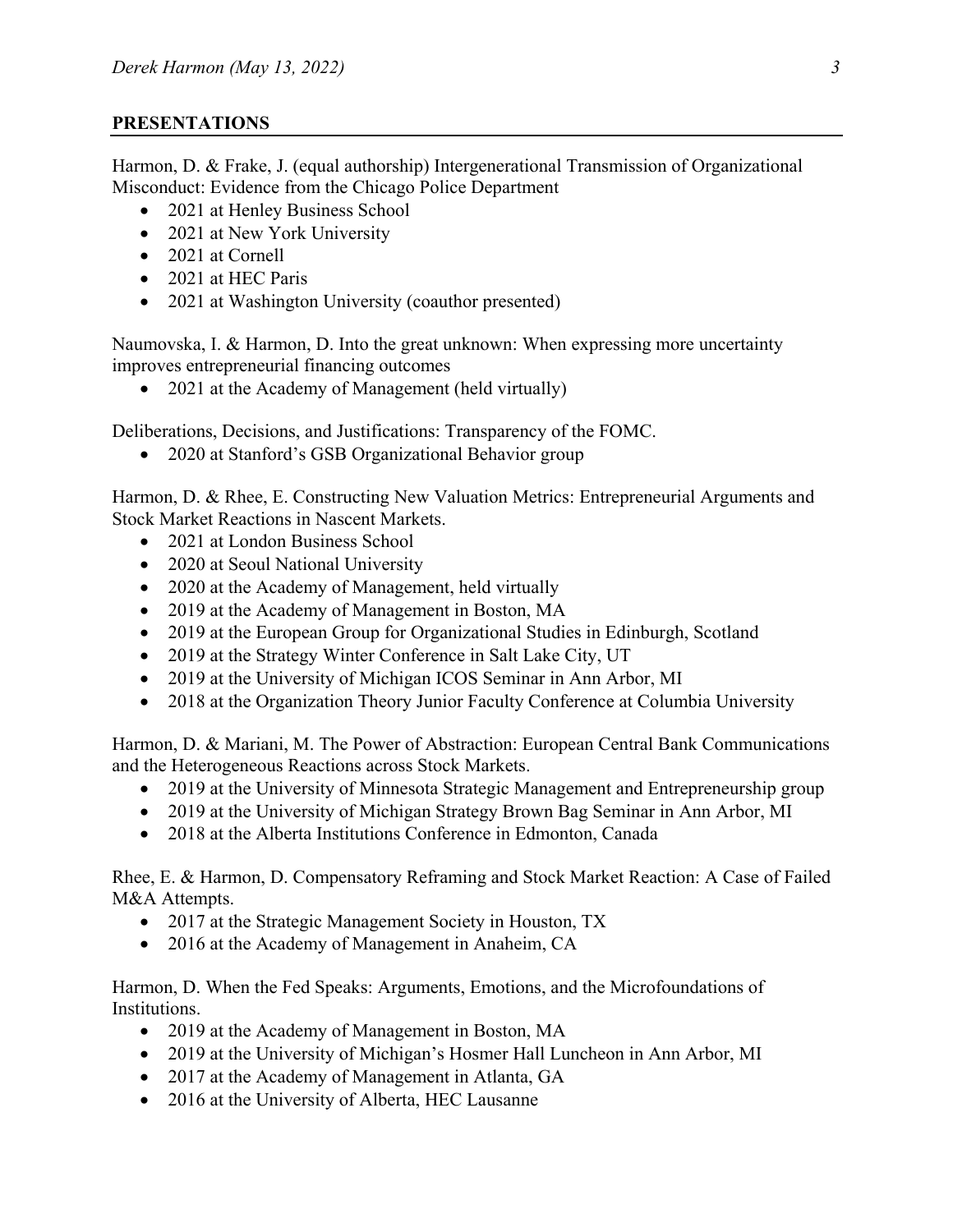## PRESENTATIONS

Harmon, D. & Frake, J. (equal authorship) Intergenerational Transmission of Organizational Misconduct: Evidence from the Chicago Police Department

- 2021 at Henley Business School
- 2021 at New York University
- 2021 at Cornell
- 2021 at HEC Paris
- 2021 at Washington University (coauthor presented)

Naumovska, I. & Harmon, D. Into the great unknown: When expressing more uncertainty improves entrepreneurial financing outcomes

- 2021 at the Academy of Management (held virtually)

Deliberations, Decisions, and Justifications: Transparency of the FOMC.

- 2020 at Stanford's GSB Organizational Behavior group

Harmon, D. & Rhee, E. Constructing New Valuation Metrics: Entrepreneurial Arguments and Stock Market Reactions in Nascent Markets.

- 2021 at London Business School
- 2020 at Seoul National University
- 2020 at the Academy of Management, held virtually
- 2019 at the Academy of Management in Boston, MA
- 2019 at the European Group for Organizational Studies in Edinburgh, Scotland
- 2019 at the Strategy Winter Conference in Salt Lake City, UT
- 2019 at the University of Michigan ICOS Seminar in Ann Arbor, MI
- 2018 at the Organization Theory Junior Faculty Conference at Columbia University

Harmon, D. & Mariani, M. The Power of Abstraction: European Central Bank Communications and the Heterogeneous Reactions across Stock Markets.

- 2019 at the University of Minnesota Strategic Management and Entrepreneurship group
- 2019 at the University of Michigan Strategy Brown Bag Seminar in Ann Arbor, MI
- 2018 at the Alberta Institutions Conference in Edmonton, Canada

Rhee, E. & Harmon, D. Compensatory Reframing and Stock Market Reaction: A Case of Failed M&A Attempts.

- 2017 at the Strategic Management Society in Houston, TX
- 2016 at the Academy of Management in Anaheim, CA

Harmon, D. When the Fed Speaks: Arguments, Emotions, and the Microfoundations of Institutions.

- 2019 at the Academy of Management in Boston, MA
- 2019 at the University of Michigan's Hosmer Hall Luncheon in Ann Arbor, MI
- 2017 at the Academy of Management in Atlanta, GA
- 2016 at the University of Alberta, HEC Lausanne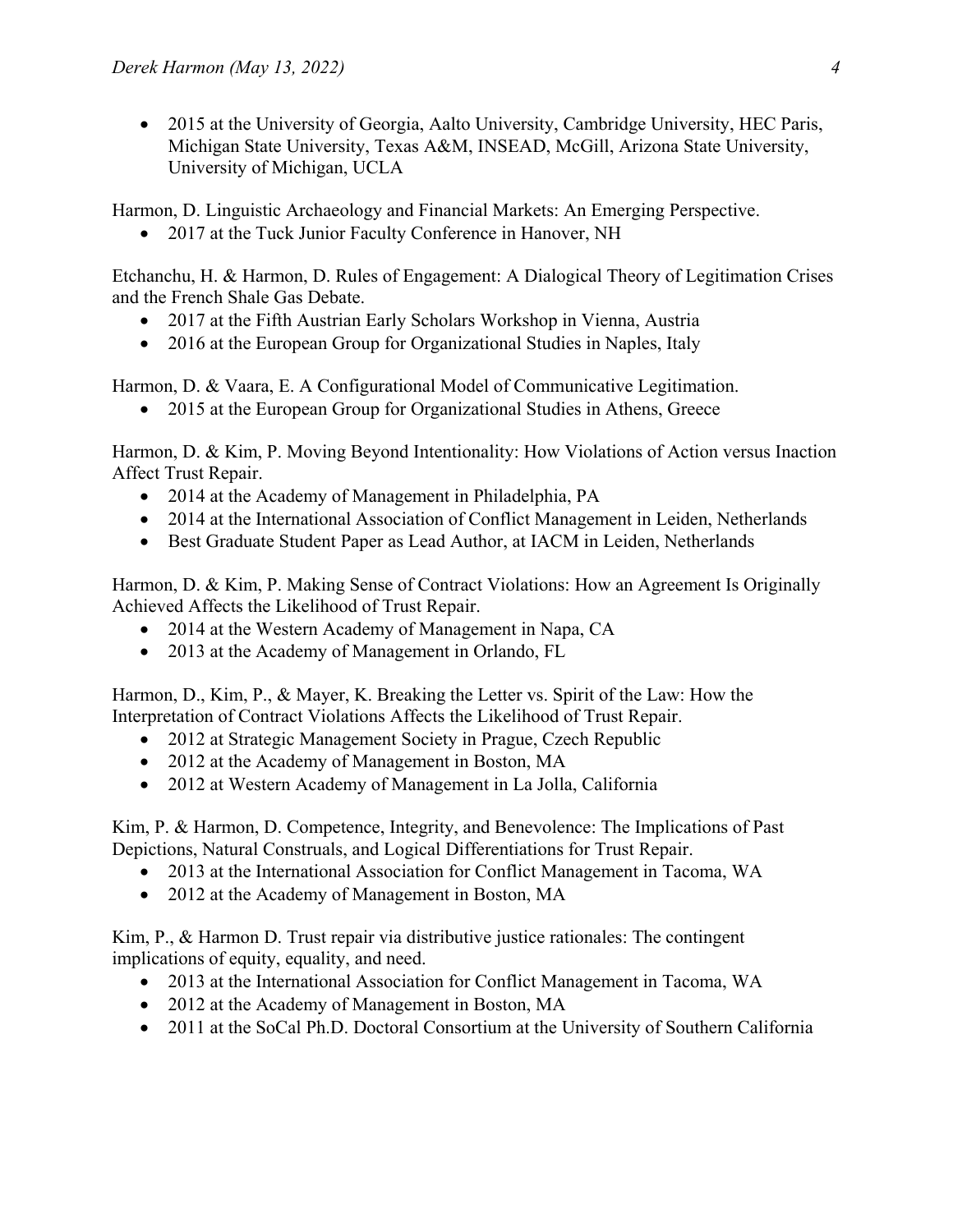- 2015 at the University of Georgia, Aalto University, Cambridge University, HEC Paris, Michigan State University, Texas A&M, INSEAD, McGill, Arizona State University, University of Michigan, UCLA

Harmon, D. Linguistic Archaeology and Financial Markets: An Emerging Perspective.

- 2017 at the Tuck Junior Faculty Conference in Hanover, NH

Etchanchu, H. & Harmon, D. Rules of Engagement: A Dialogical Theory of Legitimation Crises and the French Shale Gas Debate.

- 2017 at the Fifth Austrian Early Scholars Workshop in Vienna, Austria
- 2016 at the European Group for Organizational Studies in Naples, Italy

Harmon, D. & Vaara, E. A Configurational Model of Communicative Legitimation.

- 2015 at the European Group for Organizational Studies in Athens, Greece

Harmon, D. & Kim, P. Moving Beyond Intentionality: How Violations of Action versus Inaction Affect Trust Repair.

- 2014 at the Academy of Management in Philadelphia, PA
- 2014 at the International Association of Conflict Management in Leiden, Netherlands
- Best Graduate Student Paper as Lead Author, at IACM in Leiden, Netherlands

Harmon, D. & Kim, P. Making Sense of Contract Violations: How an Agreement Is Originally Achieved Affects the Likelihood of Trust Repair.

- 2014 at the Western Academy of Management in Napa, CA
- 2013 at the Academy of Management in Orlando, FL

Harmon, D., Kim, P., & Mayer, K. Breaking the Letter vs. Spirit of the Law: How the Interpretation of Contract Violations Affects the Likelihood of Trust Repair.

- 2012 at Strategic Management Society in Prague, Czech Republic
- 2012 at the Academy of Management in Boston, MA
- 2012 at Western Academy of Management in La Jolla, California

Kim, P. & Harmon, D. Competence, Integrity, and Benevolence: The Implications of Past Depictions, Natural Construals, and Logical Differentiations for Trust Repair.

- 2013 at the International Association for Conflict Management in Tacoma, WA
- 2012 at the Academy of Management in Boston, MA

Kim, P., & Harmon D. Trust repair via distributive justice rationales: The contingent implications of equity, equality, and need.

- 2013 at the International Association for Conflict Management in Tacoma, WA
- 2012 at the Academy of Management in Boston, MA
- 2011 at the SoCal Ph.D. Doctoral Consortium at the University of Southern California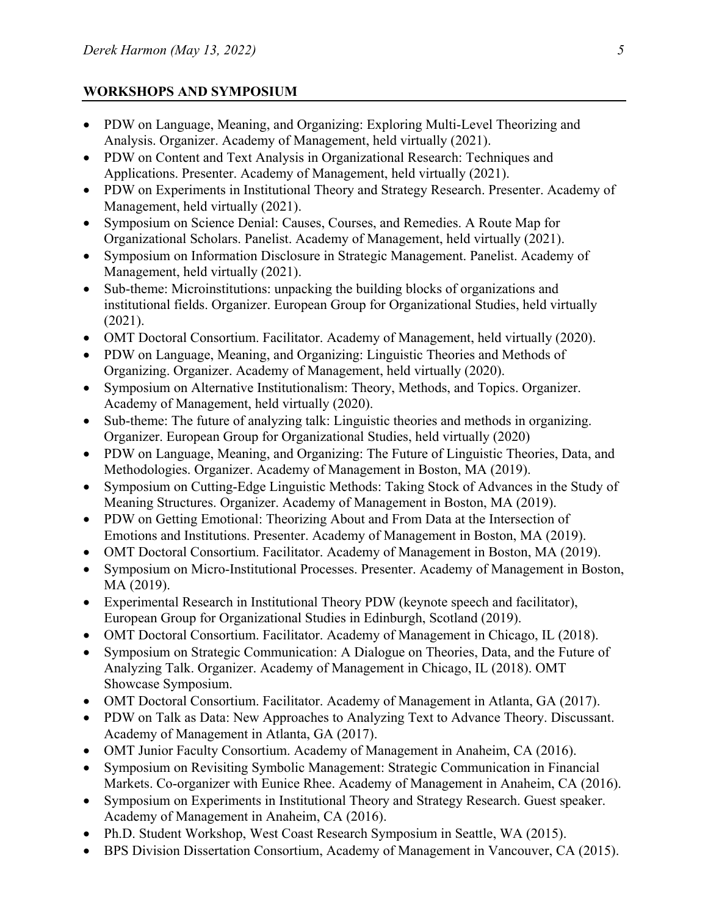## WORKSHOPS AND SYMPOSIUM

- PDW on Language, Meaning, and Organizing: Exploring Multi-Level Theorizing and Analysis. Organizer. Academy of Management, held virtually (2021).
- PDW on Content and Text Analysis in Organizational Research: Techniques and Applications. Presenter. Academy of Management, held virtually (2021).
- PDW on Experiments in Institutional Theory and Strategy Research. Presenter. Academy of Management, held virtually (2021).
- Symposium on Science Denial: Causes, Courses, and Remedies. A Route Map for Organizational Scholars. Panelist. Academy of Management, held virtually (2021).
- Symposium on Information Disclosure in Strategic Management. Panelist. Academy of Management, held virtually (2021).
- Sub-theme: Microinstitutions: unpacking the building blocks of organizations and institutional fields. Organizer. European Group for Organizational Studies, held virtually (2021).
- OMT Doctoral Consortium. Facilitator. Academy of Management, held virtually (2020).
- PDW on Language, Meaning, and Organizing: Linguistic Theories and Methods of Organizing. Organizer. Academy of Management, held virtually (2020).
- Symposium on Alternative Institutionalism: Theory, Methods, and Topics. Organizer. Academy of Management, held virtually (2020).
- Sub-theme: The future of analyzing talk: Linguistic theories and methods in organizing. Organizer. European Group for Organizational Studies, held virtually (2020)
- PDW on Language, Meaning, and Organizing: The Future of Linguistic Theories, Data, and Methodologies. Organizer. Academy of Management in Boston, MA (2019).
- Symposium on Cutting-Edge Linguistic Methods: Taking Stock of Advances in the Study of Meaning Structures. Organizer. Academy of Management in Boston, MA (2019).
- PDW on Getting Emotional: Theorizing About and From Data at the Intersection of Emotions and Institutions. Presenter. Academy of Management in Boston, MA (2019).
- OMT Doctoral Consortium. Facilitator. Academy of Management in Boston, MA (2019).
- Symposium on Micro-Institutional Processes. Presenter. Academy of Management in Boston, MA (2019).
- Experimental Research in Institutional Theory PDW (keynote speech and facilitator), European Group for Organizational Studies in Edinburgh, Scotland (2019).
- OMT Doctoral Consortium. Facilitator. Academy of Management in Chicago, IL (2018).
- Symposium on Strategic Communication: A Dialogue on Theories, Data, and the Future of Analyzing Talk. Organizer. Academy of Management in Chicago, IL (2018). OMT Showcase Symposium.
- OMT Doctoral Consortium. Facilitator. Academy of Management in Atlanta, GA (2017).
- PDW on Talk as Data: New Approaches to Analyzing Text to Advance Theory. Discussant. Academy of Management in Atlanta, GA (2017).
- OMT Junior Faculty Consortium. Academy of Management in Anaheim, CA (2016).
- Symposium on Revisiting Symbolic Management: Strategic Communication in Financial Markets. Co-organizer with Eunice Rhee. Academy of Management in Anaheim, CA (2016).
- Symposium on Experiments in Institutional Theory and Strategy Research. Guest speaker. Academy of Management in Anaheim, CA (2016).
- Ph.D. Student Workshop, West Coast Research Symposium in Seattle, WA (2015).
- BPS Division Dissertation Consortium, Academy of Management in Vancouver, CA (2015).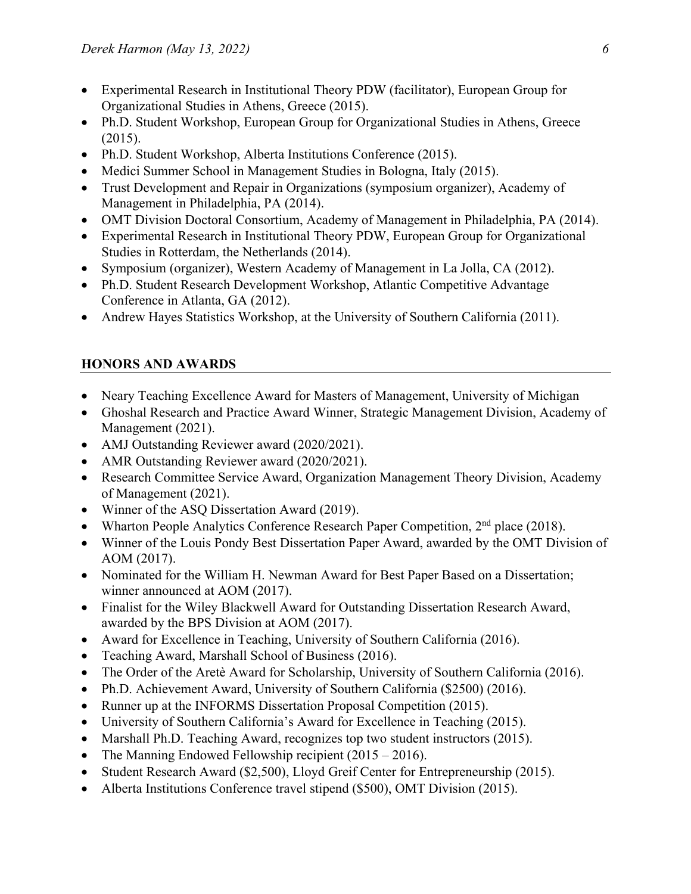- Experimental Research in Institutional Theory PDW (facilitator), European Group for Organizational Studies in Athens, Greece (2015).
- Ph.D. Student Workshop, European Group for Organizational Studies in Athens, Greece (2015).
- Ph.D. Student Workshop, Alberta Institutions Conference (2015).
- Medici Summer School in Management Studies in Bologna, Italy (2015).
- Trust Development and Repair in Organizations (symposium organizer), Academy of Management in Philadelphia, PA (2014).
- OMT Division Doctoral Consortium, Academy of Management in Philadelphia, PA (2014).
- Experimental Research in Institutional Theory PDW, European Group for Organizational Studies in Rotterdam, the Netherlands (2014).
- Symposium (organizer), Western Academy of Management in La Jolla, CA (2012).
- Ph.D. Student Research Development Workshop, Atlantic Competitive Advantage Conference in Atlanta, GA (2012).
- Andrew Hayes Statistics Workshop, at the University of Southern California (2011).

## HONORS AND AWARDS

- Neary Teaching Excellence Award for Masters of Management, University of Michigan
- Ghoshal Research and Practice Award Winner, Strategic Management Division, Academy of Management (2021).
- AMJ Outstanding Reviewer award (2020/2021).
- AMR Outstanding Reviewer award (2020/2021).
- Research Committee Service Award, Organization Management Theory Division, Academy of Management (2021).
- Winner of the ASQ Dissertation Award (2019).
- Wharton People Analytics Conference Research Paper Competition, 2nd place (2018).
- Winner of the Louis Pondy Best Dissertation Paper Award, awarded by the OMT Division of AOM (2017).
- Nominated for the William H. Newman Award for Best Paper Based on a Dissertation; winner announced at AOM (2017).
- Finalist for the Wiley Blackwell Award for Outstanding Dissertation Research Award, awarded by the BPS Division at AOM (2017).
- Award for Excellence in Teaching, University of Southern California (2016).
- Teaching Award, Marshall School of Business (2016).
- The Order of the Aretè Award for Scholarship, University of Southern California (2016).
- Ph.D. Achievement Award, University of Southern California ($2500) (2016).
- Runner up at the INFORMS Dissertation Proposal Competition (2015).
- University of Southern California's Award for Excellence in Teaching (2015).
- Marshall Ph.D. Teaching Award, recognizes top two student instructors (2015).
- The Manning Endowed Fellowship recipient (2015 – 2016).
- Student Research Award ($2,500), Lloyd Greif Center for Entrepreneurship (2015).
- Alberta Institutions Conference travel stipend ($500), OMT Division (2015).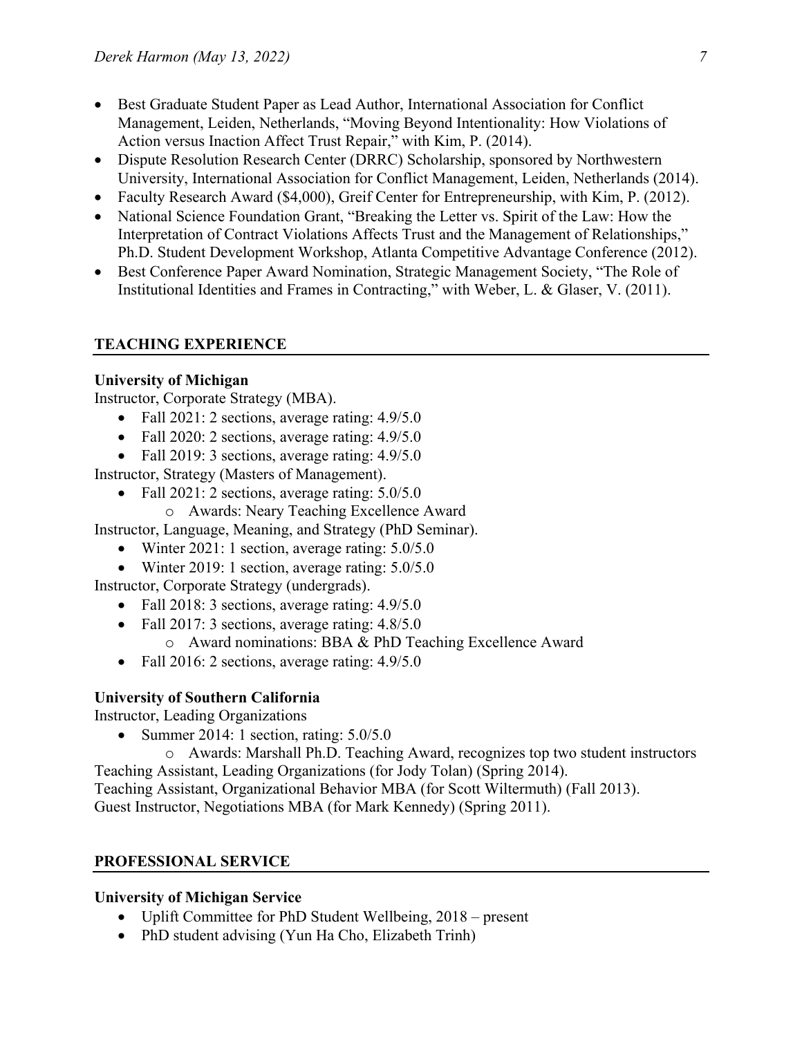- Best Graduate Student Paper as Lead Author, International Association for Conflict Management, Leiden, Netherlands, "Moving Beyond Intentionality: How Violations of Action versus Inaction Affect Trust Repair," with Kim, P. (2014).
- Dispute Resolution Research Center (DRRC) Scholarship, sponsored by Northwestern University, International Association for Conflict Management, Leiden, Netherlands (2014).
- Faculty Research Award ($4,000), Greif Center for Entrepreneurship, with Kim, P. (2012).
- National Science Foundation Grant, "Breaking the Letter vs. Spirit of the Law: How the Interpretation of Contract Violations Affects Trust and the Management of Relationships," Ph.D. Student Development Workshop, Atlanta Competitive Advantage Conference (2012).
- Best Conference Paper Award Nomination, Strategic Management Society, "The Role of Institutional Identities and Frames in Contracting," with Weber, L. & Glaser, V. (2011).

## TEACHING EXPERIENCE

**University of Michigan**

Instructor, Corporate Strategy (MBA).

- Fall 2021: 2 sections, average rating: 4.9/5.0
- Fall 2020: 2 sections, average rating: 4.9/5.0
- Fall 2019: 3 sections, average rating: 4.9/5.0

Instructor, Strategy (Masters of Management).

- Fall 2021: 2 sections, average rating: 5.0/5.0
  - Awards: Neary Teaching Excellence Award

Instructor, Language, Meaning, and Strategy (PhD Seminar).

- Winter 2021: 1 section, average rating: 5.0/5.0
- Winter 2019: 1 section, average rating: 5.0/5.0

Instructor, Corporate Strategy (undergrads).

- Fall 2018: 3 sections, average rating: 4.9/5.0
- Fall 2017: 3 sections, average rating: 4.8/5.0
  - Award nominations: BBA & PhD Teaching Excellence Award
- Fall 2016: 2 sections, average rating: 4.9/5.0

**University of Southern California**

Instructor, Leading Organizations

- Summer 2014: 1 section, rating: 5.0/5.0
  - Awards: Marshall Ph.D. Teaching Award, recognizes top two student instructors

Teaching Assistant, Leading Organizations (for Jody Tolan) (Spring 2014).
Teaching Assistant, Organizational Behavior MBA (for Scott Wiltermuth) (Fall 2013).
Guest Instructor, Negotiations MBA (for Mark Kennedy) (Spring 2011).

## PROFESSIONAL SERVICE

**University of Michigan Service**

- Uplift Committee for PhD Student Wellbeing, 2018 – present
- PhD student advising (Yun Ha Cho, Elizabeth Trinh)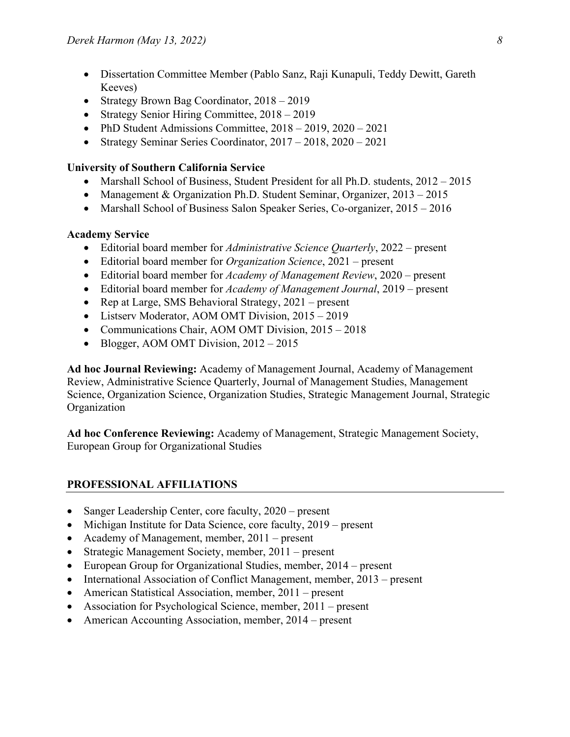- Dissertation Committee Member (Pablo Sanz, Raji Kunapuli, Teddy Dewitt, Gareth Keeves)
- Strategy Brown Bag Coordinator, 2018 – 2019
- Strategy Senior Hiring Committee, 2018 – 2019
- PhD Student Admissions Committee, 2018 – 2019, 2020 – 2021
- Strategy Seminar Series Coordinator, 2017 – 2018, 2020 – 2021

**University of Southern California Service**

- Marshall School of Business, Student President for all Ph.D. students, 2012 – 2015
- Management & Organization Ph.D. Student Seminar, Organizer, 2013 – 2015
- Marshall School of Business Salon Speaker Series, Co-organizer, 2015 – 2016

**Academy Service**

- Editorial board member for *Administrative Science Quarterly*, 2022 – present
- Editorial board member for *Organization Science*, 2021 – present
- Editorial board member for *Academy of Management Review*, 2020 – present
- Editorial board member for *Academy of Management Journal*, 2019 – present
- Rep at Large, SMS Behavioral Strategy, 2021 – present
- Listserv Moderator, AOM OMT Division, 2015 – 2019
- Communications Chair, AOM OMT Division, 2015 – 2018
- Blogger, AOM OMT Division, 2012 – 2015

**Ad hoc Journal Reviewing:** Academy of Management Journal, Academy of Management Review, Administrative Science Quarterly, Journal of Management Studies, Management Science, Organization Science, Organization Studies, Strategic Management Journal, Strategic Organization

**Ad hoc Conference Reviewing:** Academy of Management, Strategic Management Society, European Group for Organizational Studies

## PROFESSIONAL AFFILIATIONS

- Sanger Leadership Center, core faculty, 2020 – present
- Michigan Institute for Data Science, core faculty, 2019 – present
- Academy of Management, member, 2011 – present
- Strategic Management Society, member, 2011 – present
- European Group for Organizational Studies, member, 2014 – present
- International Association of Conflict Management, member, 2013 – present
- American Statistical Association, member, 2011 – present
- Association for Psychological Science, member, 2011 – present
- American Accounting Association, member, 2014 – present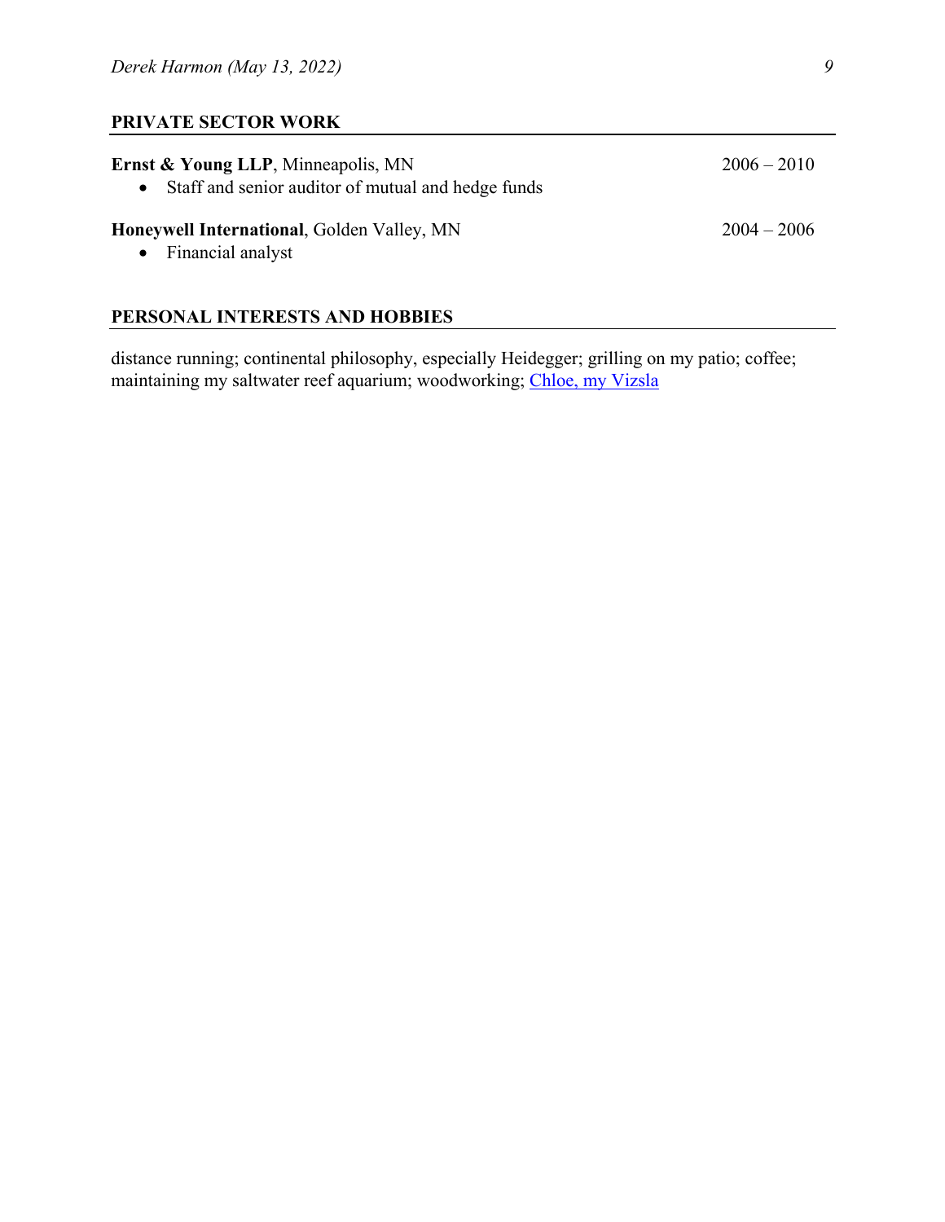## PRIVATE SECTOR WORK

**Ernst & Young LLP**, Minneapolis, MN 2006 – 2010

- Staff and senior auditor of mutual and hedge funds

**Honeywell International**, Golden Valley, MN 2004 – 2006

- Financial analyst

## PERSONAL INTERESTS AND HOBBIES

distance running; continental philosophy, especially Heidegger; grilling on my patio; coffee; maintaining my saltwater reef aquarium; woodworking; Chloe, my Vizsla